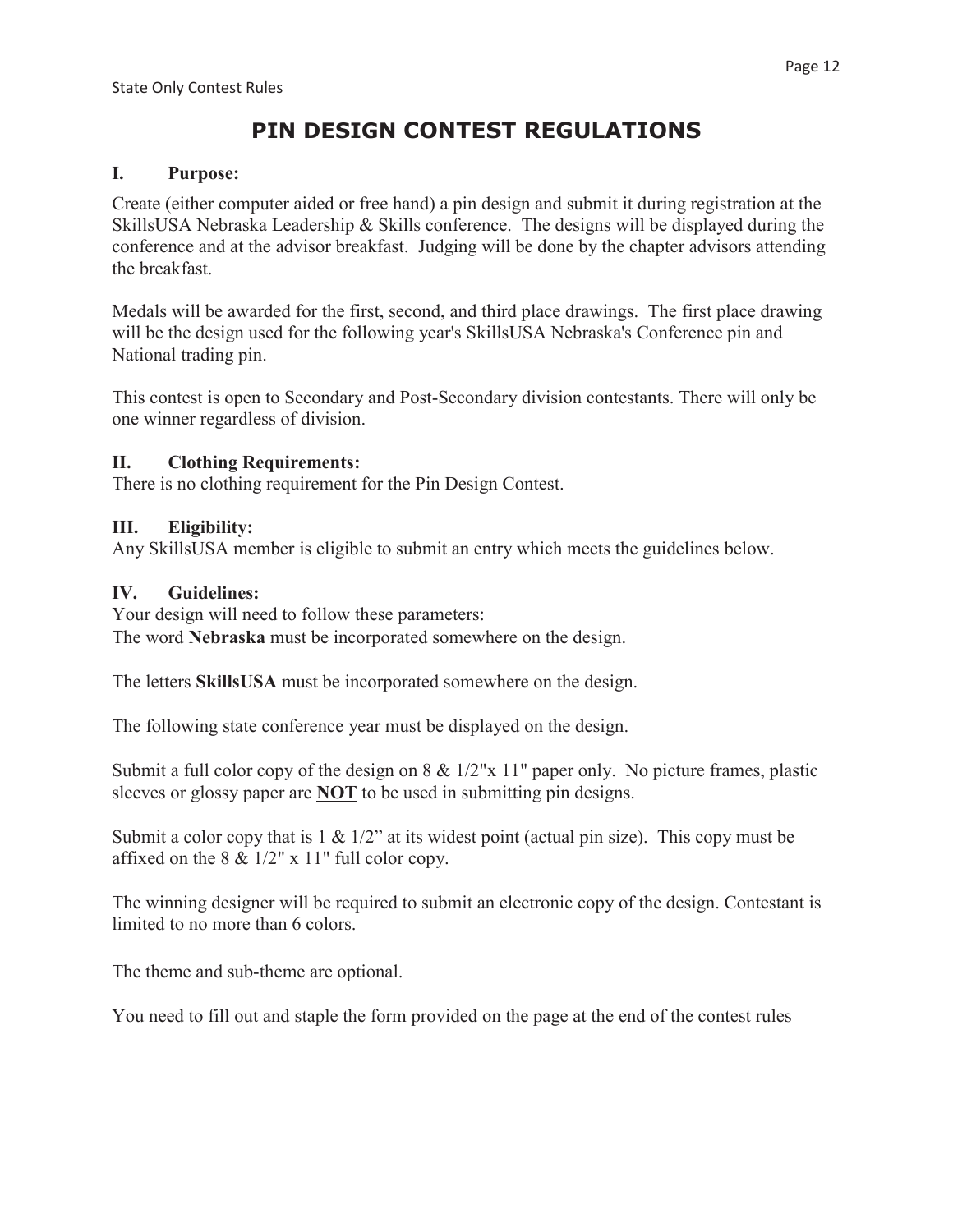# PIN DESIGN CONTEST REGULATIONS

## I. Purpose:

Create (either computer aided or free hand) a pin design and submit it during registration at the SkillsUSA Nebraska Leadership & Skills conference. The designs will be displayed during the conference and at the advisor breakfast. Judging will be done by the chapter advisors attending the breakfast.

Medals will be awarded for the first, second, and third place drawings. The first place drawing will be the design used for the following year's SkillsUSA Nebraska's Conference pin and National trading pin.

This contest is open to Secondary and Post-Secondary division contestants. There will only be one winner regardless of division.

## II. Clothing Requirements:

There is no clothing requirement for the Pin Design Contest.

## III. Eligibility:

Any SkillsUSA member is eligible to submit an entry which meets the guidelines below.

## IV. Guidelines:

Your design will need to follow these parameters:
The word **Nebraska** must be incorporated somewhere on the design.

The letters **SkillsUSA** must be incorporated somewhere on the design.

The following state conference year must be displayed on the design.

Submit a full color copy of the design on 8 & 1/2"x 11" paper only. No picture frames, plastic sleeves or glossy paper are <u>**NOT**</u> to be used in submitting pin designs.

Submit a color copy that is 1 & 1/2" at its widest point (actual pin size). This copy must be affixed on the 8 & 1/2" x 11" full color copy.

The winning designer will be required to submit an electronic copy of the design. Contestant is limited to no more than 6 colors.

The theme and sub-theme are optional.

You need to fill out and staple the form provided on the page at the end of the contest rules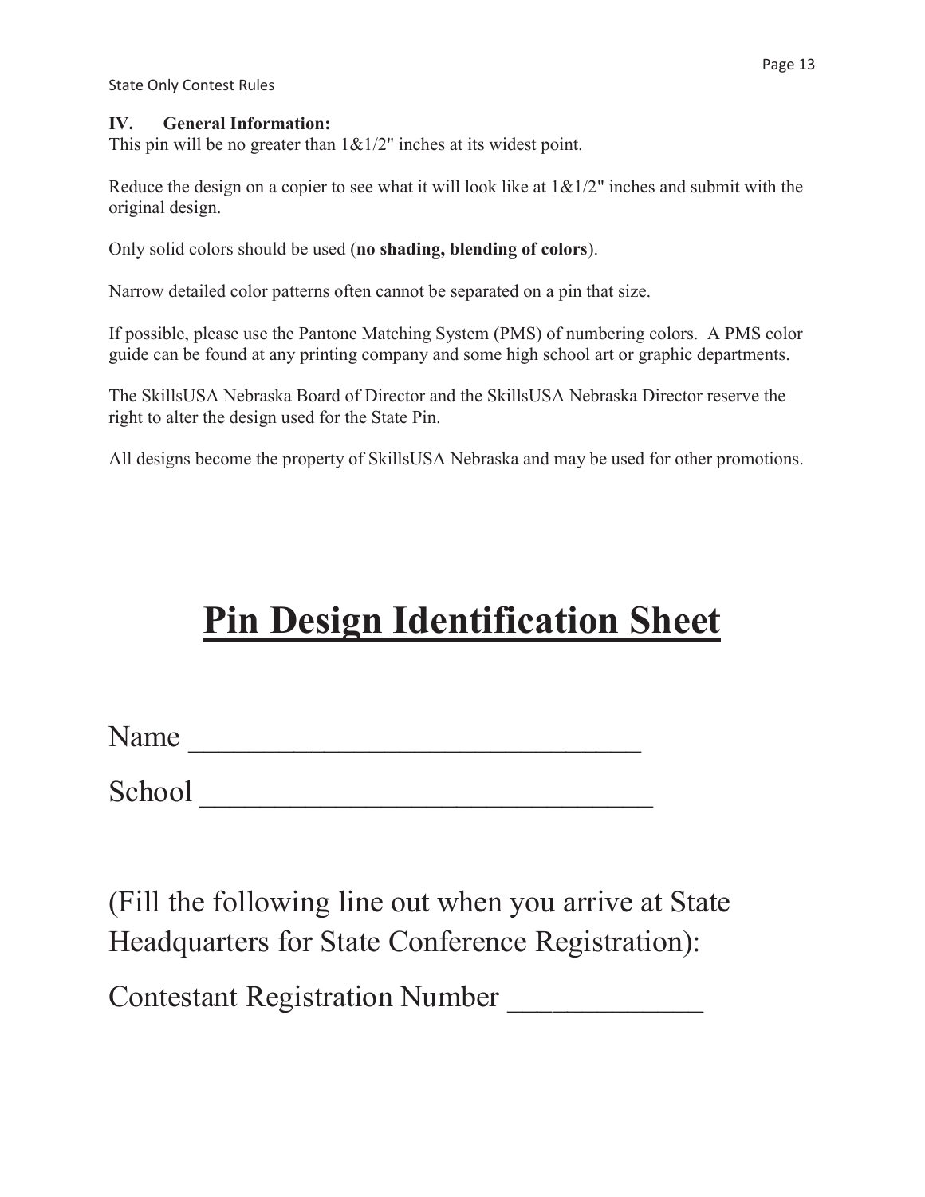## IV. General Information:

This pin will be no greater than 1&1/2" inches at its widest point.

Reduce the design on a copier to see what it will look like at 1&1/2" inches and submit with the original design.

Only solid colors should be used (**no shading, blending of colors**).

Narrow detailed color patterns often cannot be separated on a pin that size.

If possible, please use the Pantone Matching System (PMS) of numbering colors. A PMS color guide can be found at any printing company and some high school art or graphic departments.

The SkillsUSA Nebraska Board of Director and the SkillsUSA Nebraska Director reserve the right to alter the design used for the State Pin.

All designs become the property of SkillsUSA Nebraska and may be used for other promotions.

# Pin Design Identification Sheet

Name ______________________________

School ______________________________

(Fill the following line out when you arrive at State Headquarters for State Conference Registration):

Contestant Registration Number _____________